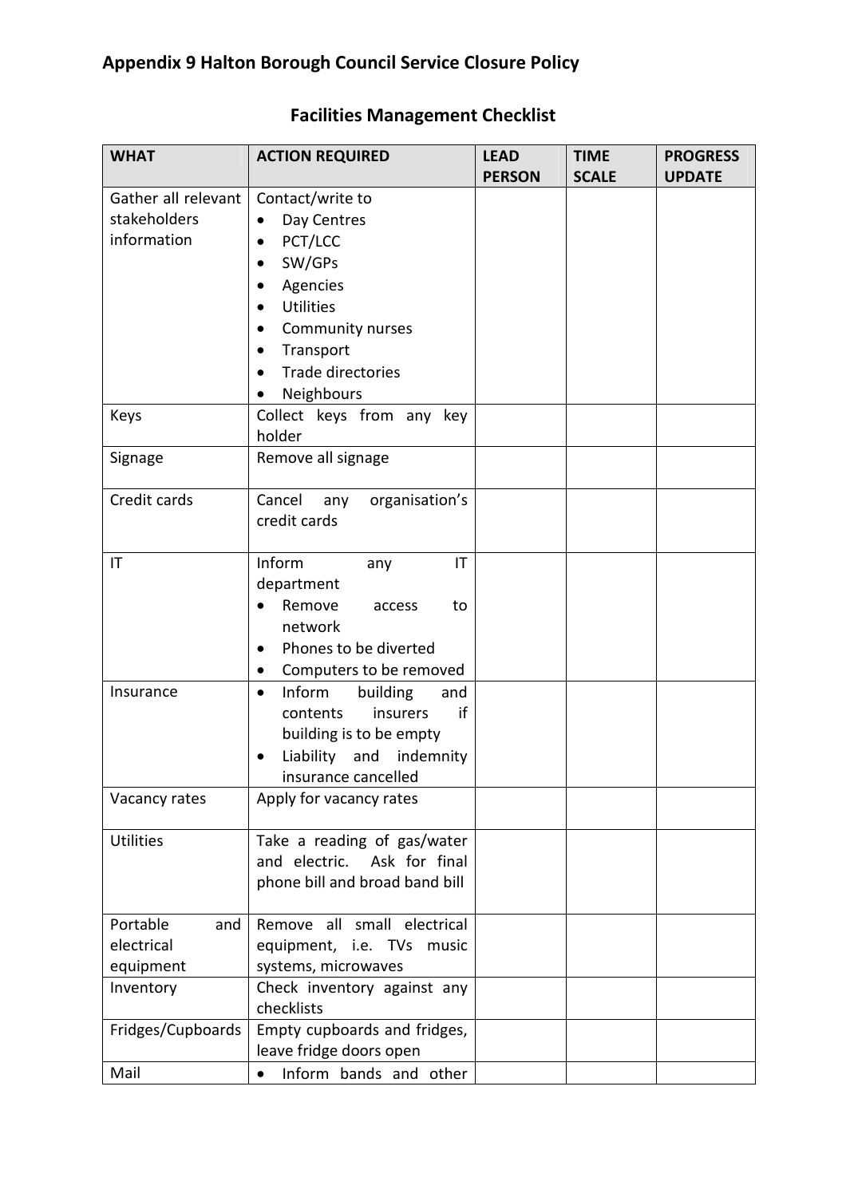## Appendix 9 Halton Borough Council Service Closure Policy

### Facilities Management Checklist

| WHAT | ACTION REQUIRED | LEAD PERSON | TIME SCALE | PROGRESS UPDATE |
|---|---|---|---|---|
| Gather all relevant stakeholders information | Contact/write to<br>• Day Centres<br>• PCT/LCC<br>• SW/GPs<br>• Agencies<br>• Utilities<br>• Community nurses<br>• Transport<br>• Trade directories<br>• Neighbours | | | |
| Keys | Collect keys from any key holder | | | |
| Signage | Remove all signage | | | |
| Credit cards | Cancel any organisation's credit cards | | | |
| IT | Inform any IT department<br>• Remove access to network<br>• Phones to be diverted<br>• Computers to be removed | | | |
| Insurance | • Inform building and contents insurers if building is to be empty<br>• Liability and indemnity insurance cancelled | | | |
| Vacancy rates | Apply for vacancy rates | | | |
| Utilities | Take a reading of gas/water and electric. Ask for final phone bill and broad band bill | | | |
| Portable and electrical equipment | Remove all small electrical equipment, i.e. TVs music systems, microwaves | | | |
| Inventory | Check inventory against any checklists | | | |
| Fridges/Cupboards | Empty cupboards and fridges, leave fridge doors open | | | |
| Mail | • Inform bands and other | | | |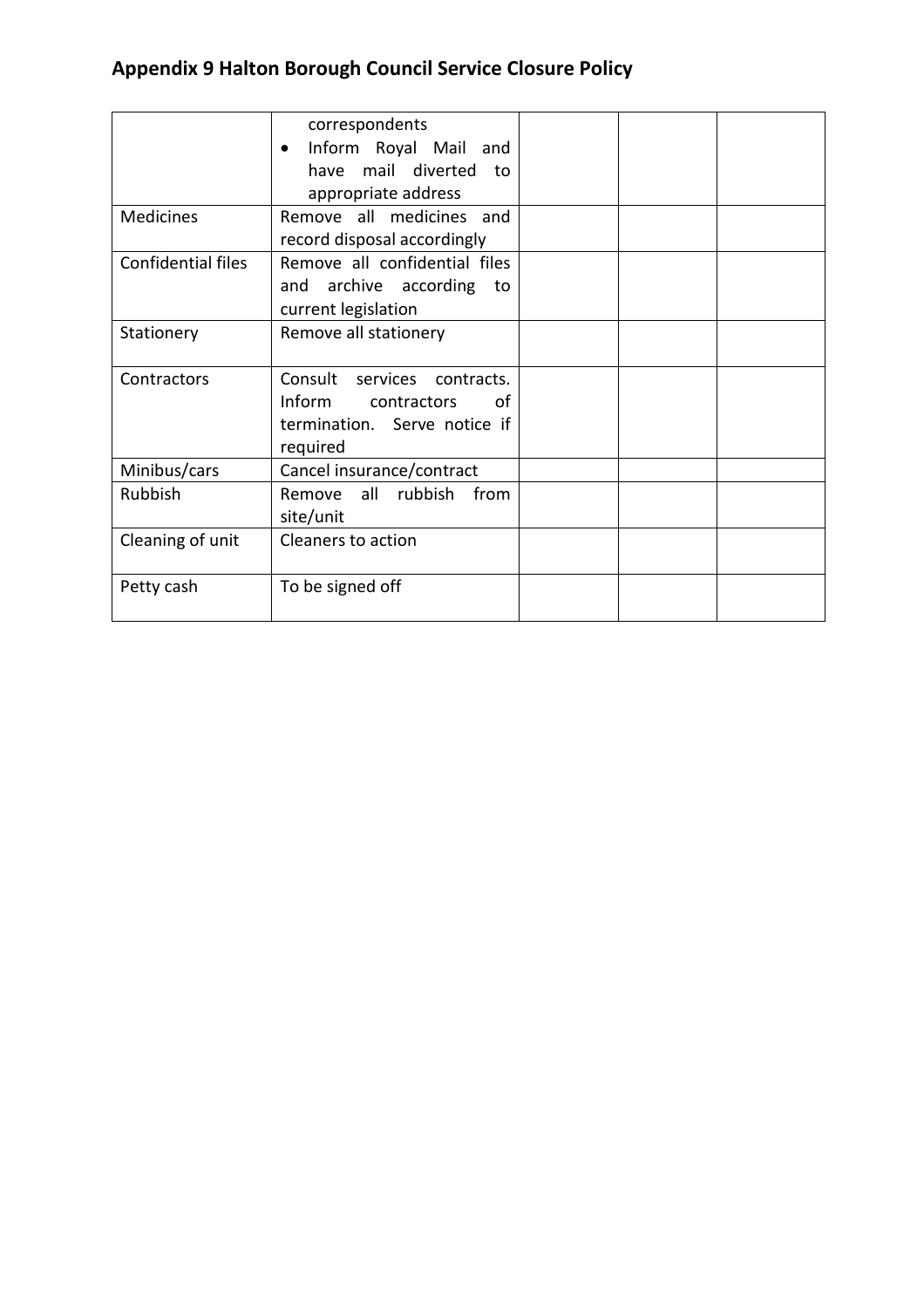# Appendix 9 Halton Borough Council Service Closure Policy

| | | | | |
|---|---|---|---|---|
| | correspondents<br>• Inform Royal Mail and have mail diverted to appropriate address | | | |
| Medicines | Remove all medicines and record disposal accordingly | | | |
| Confidential files | Remove all confidential files and archive according to current legislation | | | |
| Stationery | Remove all stationery | | | |
| Contractors | Consult services contracts. Inform contractors of termination. Serve notice if required | | | |
| Minibus/cars | Cancel insurance/contract | | | |
| Rubbish | Remove all rubbish from site/unit | | | |
| Cleaning of unit | Cleaners to action | | | |
| Petty cash | To be signed off | | | |